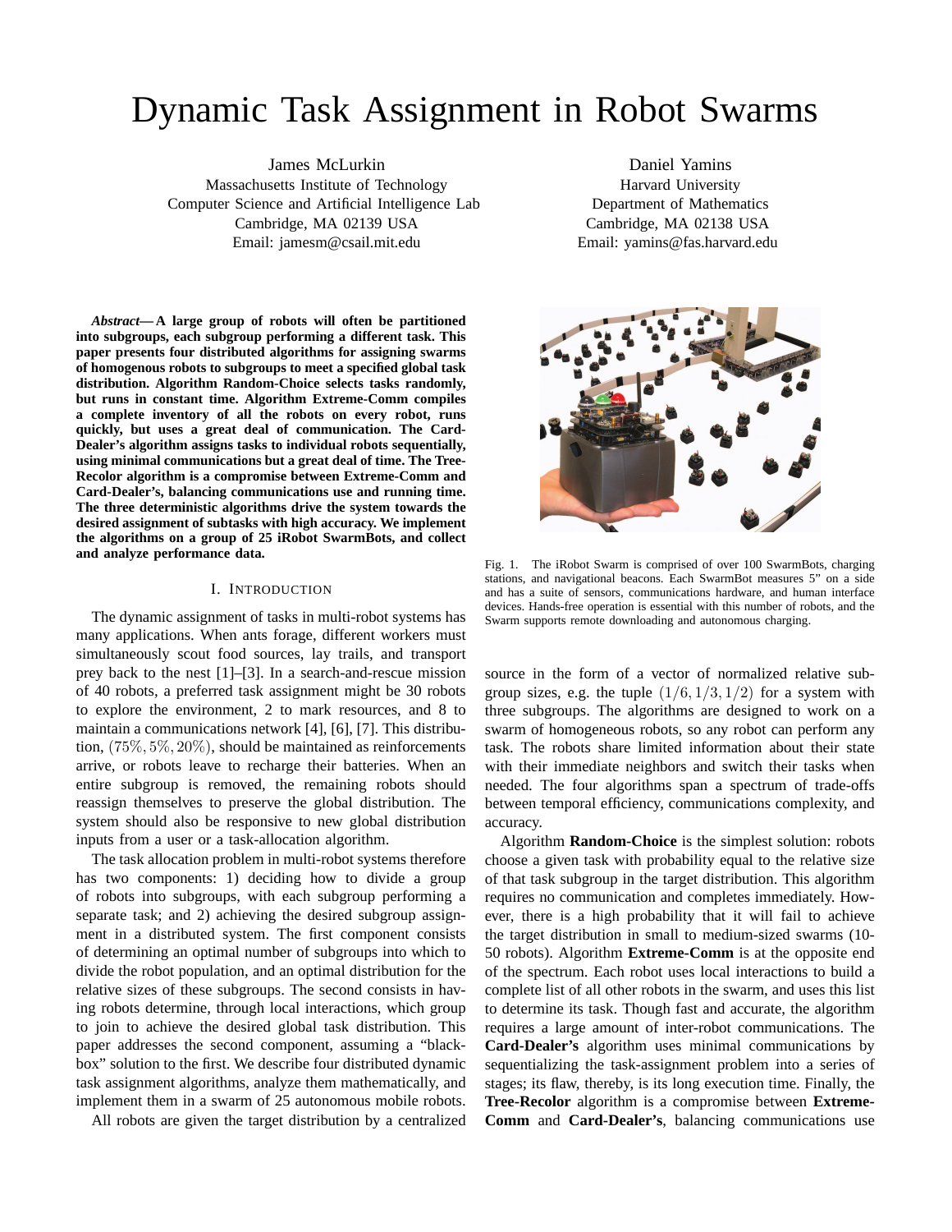# Dynamic Task Assignment in Robot Swarms

James McLurkin
Massachusetts Institute of Technology
Computer Science and Artificial Intelligence Lab
Cambridge, MA 02139 USA
Email: jamesm@csail.mit.edu

Daniel Yamins
Harvard University
Department of Mathematics
Cambridge, MA 02138 USA
Email: yamins@fas.harvard.edu

***Abstract*— A large group of robots will often be partitioned into subgroups, each subgroup performing a different task. This paper presents four distributed algorithms for assigning swarms of homogenous robots to subgroups to meet a specified global task distribution. Algorithm Random-Choice selects tasks randomly, but runs in constant time. Algorithm Extreme-Comm compiles a complete inventory of all the robots on every robot, runs quickly, but uses a great deal of communication. The Card-Dealer's algorithm assigns tasks to individual robots sequentially, using minimal communications but a great deal of time. The Tree-Recolor algorithm is a compromise between Extreme-Comm and Card-Dealer's, balancing communications use and running time. The three deterministic algorithms drive the system towards the desired assignment of subtasks with high accuracy. We implement the algorithms on a group of 25 iRobot SwarmBots, and collect and analyze performance data.**

Fig. 1. The iRobot Swarm is comprised of over 100 SwarmBots, charging stations, and navigational beacons. Each SwarmBot measures 5" on a side and has a suite of sensors, communications hardware, and human interface devices. Hands-free operation is essential with this number of robots, and the Swarm supports remote downloading and autonomous charging.

## I. Introduction

The dynamic assignment of tasks in multi-robot systems has many applications. When ants forage, different workers must simultaneously scout food sources, lay trails, and transport prey back to the nest [1]–[3]. In a search-and-rescue mission of 40 robots, a preferred task assignment might be 30 robots to explore the environment, 2 to mark resources, and 8 to maintain a communications network [4], [6], [7]. This distribution, $(75\%, 5\%, 20\%)$, should be maintained as reinforcements arrive, or robots leave to recharge their batteries. When an entire subgroup is removed, the remaining robots should reassign themselves to preserve the global distribution. The system should also be responsive to new global distribution inputs from a user or a task-allocation algorithm.

The task allocation problem in multi-robot systems therefore has two components: 1) deciding how to divide a group of robots into subgroups, with each subgroup performing a separate task; and 2) achieving the desired subgroup assignment in a distributed system. The first component consists of determining an optimal number of subgroups into which to divide the robot population, and an optimal distribution for the relative sizes of these subgroups. The second consists in having robots determine, through local interactions, which group to join to achieve the desired global task distribution. This paper addresses the second component, assuming a "black-box" solution to the first. We describe four distributed dynamic task assignment algorithms, analyze them mathematically, and implement them in a swarm of 25 autonomous mobile robots.

All robots are given the target distribution by a centralized source in the form of a vector of normalized relative subgroup sizes, e.g. the tuple $(1/6, 1/3, 1/2)$ for a system with three subgroups. The algorithms are designed to work on a swarm of homogeneous robots, so any robot can perform any task. The robots share limited information about their state with their immediate neighbors and switch their tasks when needed. The four algorithms span a spectrum of trade-offs between temporal efficiency, communications complexity, and accuracy.

Algorithm **Random-Choice** is the simplest solution: robots choose a given task with probability equal to the relative size of that task subgroup in the target distribution. This algorithm requires no communication and completes immediately. However, there is a high probability that it will fail to achieve the target distribution in small to medium-sized swarms (10-50 robots). Algorithm **Extreme-Comm** is at the opposite end of the spectrum. Each robot uses local interactions to build a complete list of all other robots in the swarm, and uses this list to determine its task. Though fast and accurate, the algorithm requires a large amount of inter-robot communications. The **Card-Dealer's** algorithm uses minimal communications by sequentializing the task-assignment problem into a series of stages; its flaw, thereby, is its long execution time. Finally, the **Tree-Recolor** algorithm is a compromise between **Extreme-Comm** and **Card-Dealer's**, balancing communications use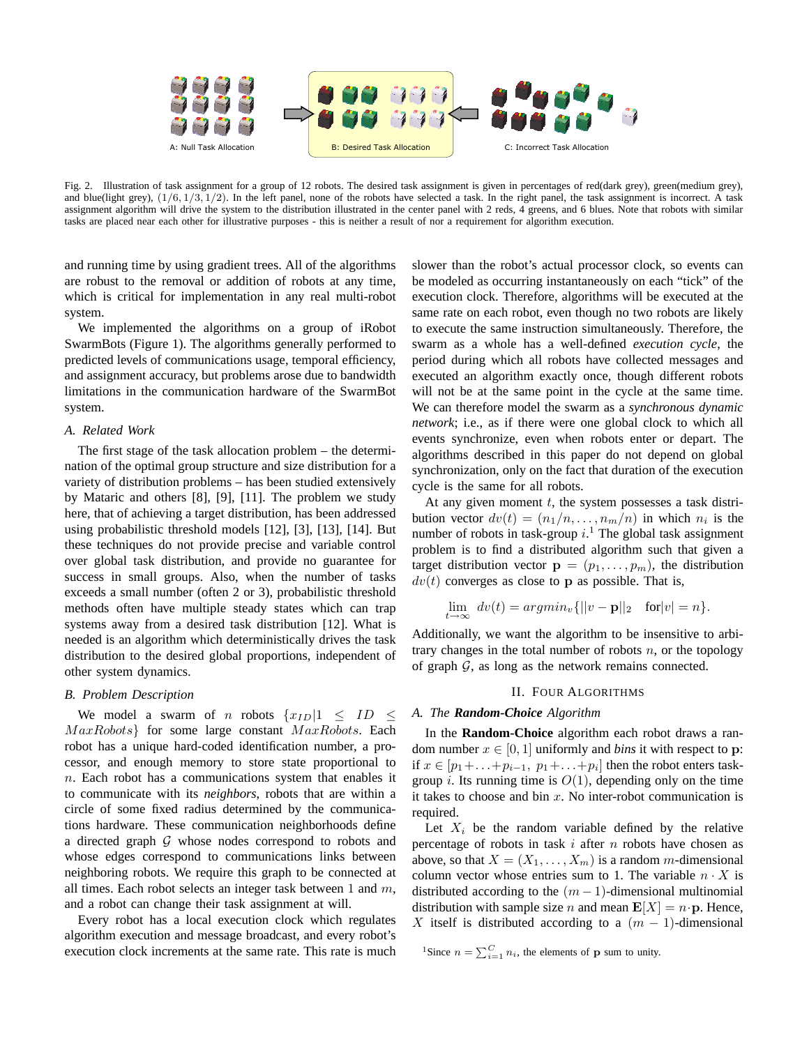A: Null Task Allocation B: Desired Task Allocation C: Incorrect Task Allocation

Fig. 2. Illustration of task assignment for a group of 12 robots. The desired task assignment is given in percentages of red(dark grey), green(medium grey), and blue(light grey), $(1/6, 1/3, 1/2)$. In the left panel, none of the robots have selected a task. In the right panel, the task assignment is incorrect. A task assignment algorithm will drive the system to the distribution illustrated in the center panel with 2 reds, 4 greens, and 6 blues. Note that robots with similar tasks are placed near each other for illustrative purposes - this is neither a result of nor a requirement for algorithm execution.

and running time by using gradient trees. All of the algorithms are robust to the removal or addition of robots at any time, which is critical for implementation in any real multi-robot system.

We implemented the algorithms on a group of iRobot SwarmBots (Figure 1). The algorithms generally performed to predicted levels of communications usage, temporal efficiency, and assignment accuracy, but problems arose due to bandwidth limitations in the communication hardware of the SwarmBot system.

### A. Related Work

The first stage of the task allocation problem – the determination of the optimal group structure and size distribution for a variety of distribution problems – has been studied extensively by Mataric and others [8], [9], [11]. The problem we study here, that of achieving a target distribution, has been addressed using probabilistic threshold models [12], [3], [13], [14]. But these techniques do not provide precise and variable control over global task distribution, and provide no guarantee for success in small groups. Also, when the number of tasks exceeds a small number (often 2 or 3), probabilistic threshold methods often have multiple steady states which can trap systems away from a desired task distribution [12]. What is needed is an algorithm which deterministically drives the task distribution to the desired global proportions, independent of other system dynamics.

### B. Problem Description

We model a swarm of $n$ robots $\{x_{ID} | 1 \leq ID \leq MaxRobots\}$ for some large constant $MaxRobots$. Each robot has a unique hard-coded identification number, a processor, and enough memory to store state proportional to $n$. Each robot has a communications system that enables it to communicate with its *neighbors*, robots that are within a circle of some fixed radius determined by the communications hardware. These communication neighborhoods define a directed graph $\mathcal{G}$ whose nodes correspond to robots and whose edges correspond to communications links between neighboring robots. We require this graph to be connected at all times. Each robot selects an integer task between 1 and $m$, and a robot can change their task assignment at will.

Every robot has a local execution clock which regulates algorithm execution and message broadcast, and every robot's execution clock increments at the same rate. This rate is much slower than the robot's actual processor clock, so events can be modeled as occurring instantaneously on each "tick" of the execution clock. Therefore, algorithms will be executed at the same rate on each robot, even though no two robots are likely to execute the same instruction simultaneously. Therefore, the swarm as a whole has a well-defined *execution cycle*, the period during which all robots have collected messages and executed an algorithm exactly once, though different robots will not be at the same point in the cycle at the same time. We can therefore model the swarm as a *synchronous dynamic network*; i.e., as if there were one global clock to which all events synchronize, even when robots enter or depart. The algorithms described in this paper do not depend on global synchronization, only on the fact that duration of the execution cycle is the same for all robots.

At any given moment $t$, the system possesses a task distribution vector $dv(t) = (n_1/n, \ldots, n_m/n)$ in which $n_i$ is the number of robots in task-group $i$.[1] The global task assignment problem is to find a distributed algorithm such that given a target distribution vector $\mathbf{p} = (p_1, \ldots, p_m)$, the distribution $dv(t)$ converges as close to $\mathbf{p}$ as possible. That is,

$$\lim_{t \to \infty} dv(t) = argmin_v\{||v - \mathbf{p}||_2 \quad \text{for}|v| = n\}.$$

Additionally, we want the algorithm to be insensitive to arbitrary changes in the total number of robots $n$, or the topology of graph $\mathcal{G}$, as long as the network remains connected.

## II. Four Algorithms

### A. The *Random-Choice* Algorithm

In the **Random-Choice** algorithm each robot draws a random number $x \in [0, 1]$ uniformly and *bins* it with respect to $\mathbf{p}$: if $x \in [p_1 + \ldots + p_{i-1},\ p_1 + \ldots + p_i]$ then the robot enters task-group $i$. Its running time is $O(1)$, depending only on the time it takes to choose and bin $x$. No inter-robot communication is required.

Let $X_i$ be the random variable defined by the relative percentage of robots in task $i$ after $n$ robots have chosen as above, so that $X = (X_1, \ldots, X_m)$ is a random $m$-dimensional column vector whose entries sum to 1. The variable $n \cdot X$ is distributed according to the $(m-1)$-dimensional multinomial distribution with sample size $n$ and mean $\mathbf{E}[X] = n \cdot \mathbf{p}$. Hence, $X$ itself is distributed according to a $(m - 1)$-dimensional

[1] Since $n = \sum_{i=1}^{C} n_i$, the elements of $\mathbf{p}$ sum to unity.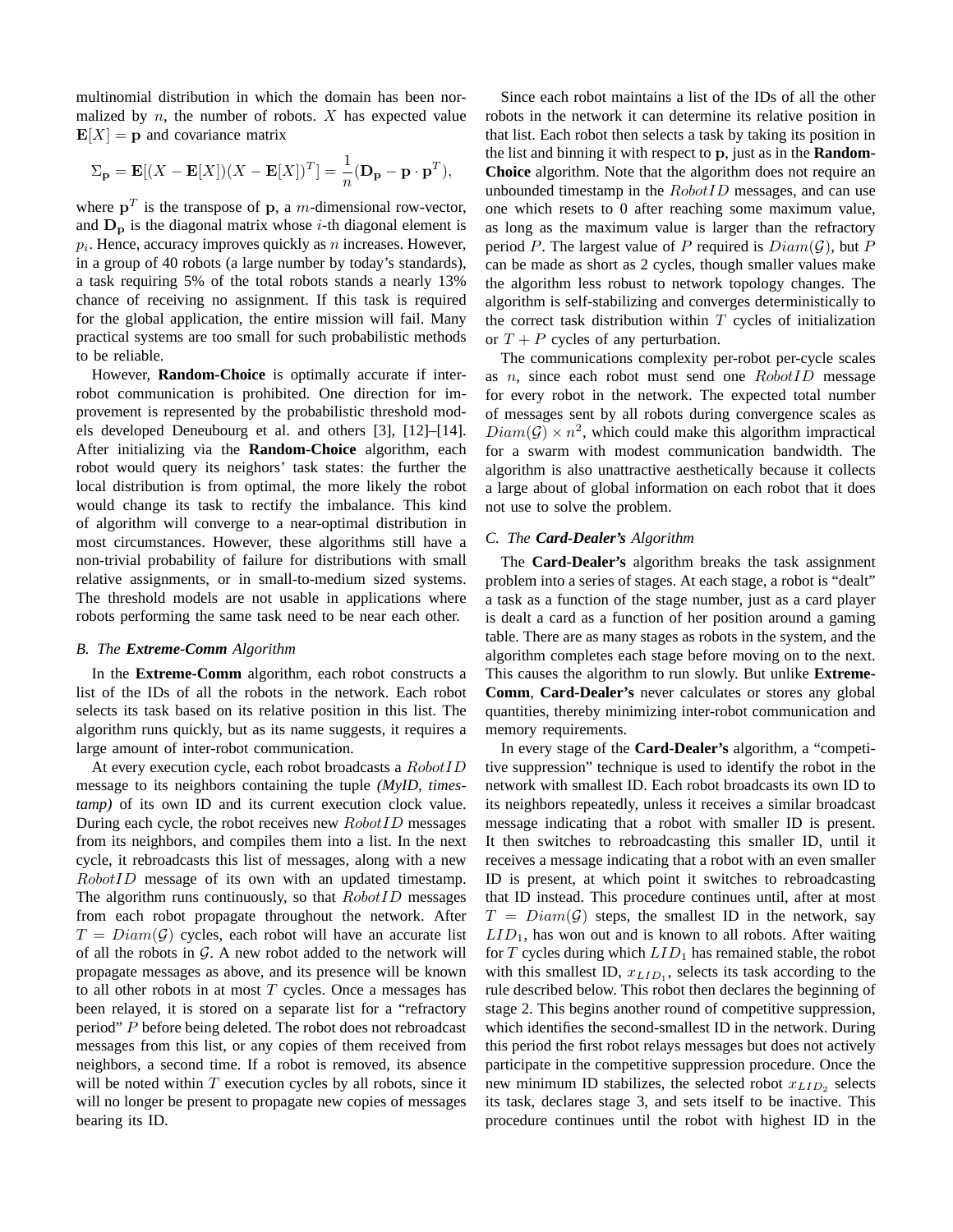multinomial distribution in which the domain has been normalized by $n$, the number of robots. $X$ has expected value $\mathbf{E}[X] = \mathbf{p}$ and covariance matrix

$$\Sigma_{\mathbf{p}} = \mathbf{E}[(X - \mathbf{E}[X])(X - \mathbf{E}[X])^T] = \frac{1}{n}(\mathbf{D_p} - \mathbf{p} \cdot \mathbf{p}^T),$$

where $\mathbf{p}^T$ is the transpose of $\mathbf{p}$, a $m$-dimensional row-vector, and $\mathbf{D_p}$ is the diagonal matrix whose $i$-th diagonal element is $p_i$. Hence, accuracy improves quickly as $n$ increases. However, in a group of 40 robots (a large number by today's standards), a task requiring 5% of the total robots stands a nearly 13% chance of receiving no assignment. If this task is required for the global application, the entire mission will fail. Many practical systems are too small for such probabilistic methods to be reliable.

However, **Random-Choice** is optimally accurate if inter-robot communication is prohibited. One direction for improvement is represented by the probabilistic threshold models developed Deneubourg et al. and others [3], [12]–[14]. After initializing via the **Random-Choice** algorithm, each robot would query its neighors' task states: the further the local distribution is from optimal, the more likely the robot would change its task to rectify the imbalance. This kind of algorithm will converge to a near-optimal distribution in most circumstances. However, these algorithms still have a non-trivial probability of failure for distributions with small relative assignments, or in small-to-medium sized systems. The threshold models are not usable in applications where robots performing the same task need to be near each other.

### B. The ***Extreme-Comm*** Algorithm

In the **Extreme-Comm** algorithm, each robot constructs a list of the IDs of all the robots in the network. Each robot selects its task based on its relative position in this list. The algorithm runs quickly, but as its name suggests, it requires a large amount of inter-robot communication.

At every execution cycle, each robot broadcasts a $RobotID$ message to its neighbors containing the tuple *(MyID, timestamp)* of its own ID and its current execution clock value. During each cycle, the robot receives new $RobotID$ messages from its neighbors, and compiles them into a list. In the next cycle, it rebroadcasts this list of messages, along with a new $RobotID$ message of its own with an updated timestamp. The algorithm runs continuously, so that $RobotID$ messages from each robot propagate throughout the network. After $T = Diam(\mathcal{G})$ cycles, each robot will have an accurate list of all the robots in $\mathcal{G}$. A new robot added to the network will propagate messages as above, and its presence will be known to all other robots in at most $T$ cycles. Once a messages has been relayed, it is stored on a separate list for a "refractory period" $P$ before being deleted. The robot does not rebroadcast messages from this list, or any copies of them received from neighbors, a second time. If a robot is removed, its absence will be noted within $T$ execution cycles by all robots, since it will no longer be present to propagate new copies of messages bearing its ID.

Since each robot maintains a list of the IDs of all the other robots in the network it can determine its relative position in that list. Each robot then selects a task by taking its position in the list and binning it with respect to $\mathbf{p}$, just as in the **Random-Choice** algorithm. Note that the algorithm does not require an unbounded timestamp in the $RobotID$ messages, and can use one which resets to 0 after reaching some maximum value, as long as the maximum value is larger than the refractory period $P$. The largest value of $P$ required is $Diam(\mathcal{G})$, but $P$ can be made as short as 2 cycles, though smaller values make the algorithm less robust to network topology changes. The algorithm is self-stabilizing and converges deterministically to the correct task distribution within $T$ cycles of initialization or $T + P$ cycles of any perturbation.

The communications complexity per-robot per-cycle scales as $n$, since each robot must send one $RobotID$ message for every robot in the network. The expected total number of messages sent by all robots during convergence scales as $Diam(\mathcal{G}) \times n^2$, which could make this algorithm impractical for a swarm with modest communication bandwidth. The algorithm is also unattractive aesthetically because it collects a large about of global information on each robot that it does not use to solve the problem.

### C. The ***Card-Dealer's*** Algorithm

The **Card-Dealer's** algorithm breaks the task assignment problem into a series of stages. At each stage, a robot is "dealt" a task as a function of the stage number, just as a card player is dealt a card as a function of her position around a gaming table. There are as many stages as robots in the system, and the algorithm completes each stage before moving on to the next. This causes the algorithm to run slowly. But unlike **Extreme-Comm**, **Card-Dealer's** never calculates or stores any global quantities, thereby minimizing inter-robot communication and memory requirements.

In every stage of the **Card-Dealer's** algorithm, a "competitive suppression" technique is used to identify the robot in the network with smallest ID. Each robot broadcasts its own ID to its neighbors repeatedly, unless it receives a similar broadcast message indicating that a robot with smaller ID is present. It then switches to rebroadcasting this smaller ID, until it receives a message indicating that a robot with an even smaller ID is present, at which point it switches to rebroadcasting that ID instead. This procedure continues until, after at most $T = Diam(\mathcal{G})$ steps, the smallest ID in the network, say $LID_1$, has won out and is known to all robots. After waiting for $T$ cycles during which $LID_1$ has remained stable, the robot with this smallest ID, $x_{LID_1}$, selects its task according to the rule described below. This robot then declares the beginning of stage 2. This begins another round of competitive suppression, which identifies the second-smallest ID in the network. During this period the first robot relays messages but does not actively participate in the competitive suppression procedure. Once the new minimum ID stabilizes, the selected robot $x_{LID_2}$ selects its task, declares stage 3, and sets itself to be inactive. This procedure continues until the robot with highest ID in the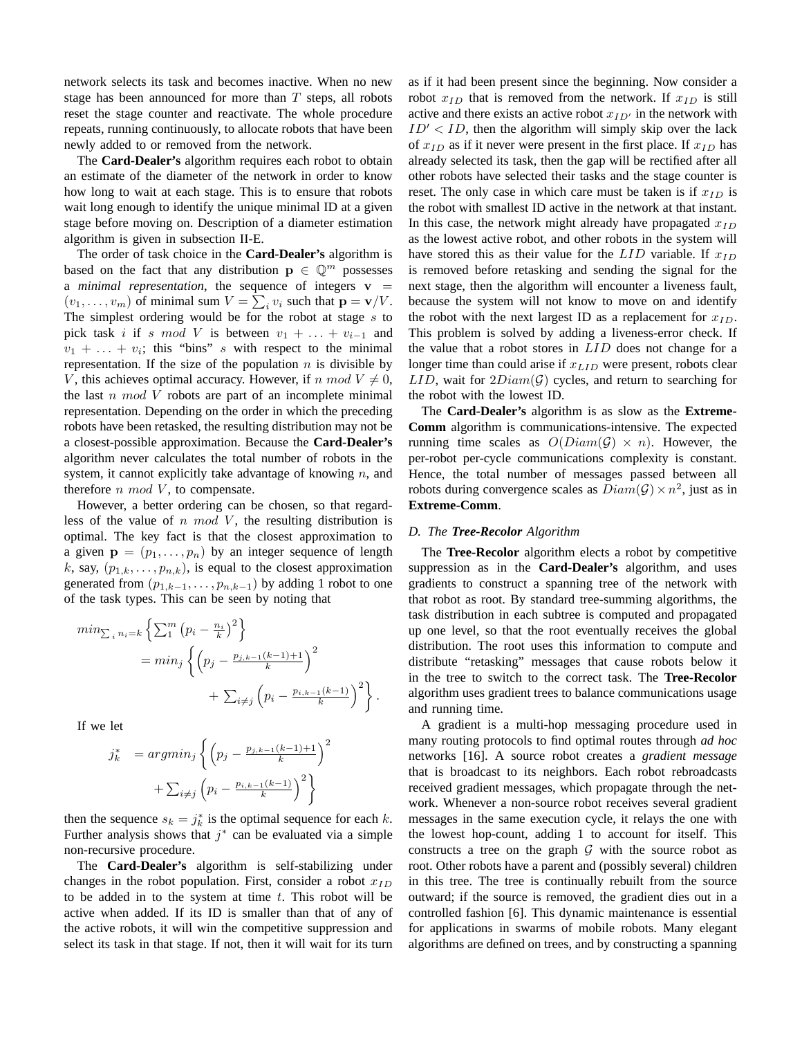network selects its task and becomes inactive. When no new stage has been announced for more than $T$ steps, all robots reset the stage counter and reactivate. The whole procedure repeats, running continuously, to allocate robots that have been newly added to or removed from the network.

The **Card-Dealer's** algorithm requires each robot to obtain an estimate of the diameter of the network in order to know how long to wait at each stage. This is to ensure that robots wait long enough to identify the unique minimal ID at a given stage before moving on. Description of a diameter estimation algorithm is given in subsection II-E.

The order of task choice in the **Card-Dealer's** algorithm is based on the fact that any distribution $\mathbf{p} \in \mathbb{Q}^m$ possesses a *minimal representation*, the sequence of integers $\mathbf{v} = (v_1, \ldots, v_m)$ of minimal sum $V = \sum_i v_i$ such that $\mathbf{p} = \mathbf{v}/V$. The simplest ordering would be for the robot at stage $s$ to pick task $i$ if $s \ mod \ V$ is between $v_1 + \ldots + v_{i-1}$ and $v_1 + \ldots + v_i$; this "bins" $s$ with respect to the minimal representation. If the size of the population $n$ is divisible by $V$, this achieves optimal accuracy. However, if $n \ mod \ V \neq 0$, the last $n \ mod \ V$ robots are part of an incomplete minimal representation. Depending on the order in which the preceding robots have been retasked, the resulting distribution may not be a closest-possible approximation. Because the **Card-Dealer's** algorithm never calculates the total number of robots in the system, it cannot explicitly take advantage of knowing $n$, and therefore $n \ mod \ V$, to compensate.

However, a better ordering can be chosen, so that regardless of the value of $n \ mod \ V$, the resulting distribution is optimal. The key fact is that the closest approximation to a given $\mathbf{p} = (p_1, \ldots, p_n)$ by an integer sequence of length $k$, say, $(p_{1,k}, \ldots, p_{n,k})$, is equal to the closest approximation generated from $(p_{1,k-1}, \ldots, p_{n,k-1})$ by adding 1 robot to one of the task types. This can be seen by noting that

$$
\begin{aligned}
min_{\sum_i n_i = k} &\left\{ \sum_1^m \left( p_i - \tfrac{n_i}{k} \right)^2 \right\} \\
&= min_j \left\{ \left( p_j - \tfrac{p_{j,k-1}(k-1)+1}{k} \right)^2 \right. \\
&\qquad \left. + \sum_{i \neq j} \left( p_i - \tfrac{p_{i,k-1}(k-1)}{k} \right)^2 \right\}.
\end{aligned}
$$

If we let

$$
\begin{aligned}
j_k^* &= argmin_j \left\{ \left( p_j - \tfrac{p_{j,k-1}(k-1)+1}{k} \right)^2 \right. \\
&\qquad \left. + \sum_{i \neq j} \left( p_i - \tfrac{p_{i,k-1}(k-1)}{k} \right)^2 \right\}
\end{aligned}
$$

then the sequence $s_k = j_k^*$ is the optimal sequence for each $k$. Further analysis shows that $j^*$ can be evaluated via a simple non-recursive procedure.

The **Card-Dealer's** algorithm is self-stabilizing under changes in the robot population. First, consider a robot $x_{ID}$ to be added in to the system at time $t$. This robot will be active when added. If its ID is smaller than that of any of the active robots, it will win the competitive suppression and select its task in that stage. If not, then it will wait for its turn as if it had been present since the beginning. Now consider a robot $x_{ID}$ that is removed from the network. If $x_{ID}$ is still active and there exists an active robot $x_{ID'}$ in the network with $ID' < ID$, then the algorithm will simply skip over the lack of $x_{ID}$ as if it never were present in the first place. If $x_{ID}$ has already selected its task, then the gap will be rectified after all other robots have selected their tasks and the stage counter is reset. The only case in which care must be taken is if $x_{ID}$ is the robot with smallest ID active in the network at that instant. In this case, the network might already have propagated $x_{ID}$ as the lowest active robot, and other robots in the system will have stored this as their value for the $LID$ variable. If $x_{ID}$ is removed before retasking and sending the signal for the next stage, then the algorithm will encounter a liveness fault, because the system will not know to move on and identify the robot with the next largest ID as a replacement for $x_{ID}$. This problem is solved by adding a liveness-error check. If the value that a robot stores in $LID$ does not change for a longer time than could arise if $x_{LID}$ were present, robots clear $LID$, wait for $2Diam(\mathcal{G})$ cycles, and return to searching for the robot with the lowest ID.

The **Card-Dealer's** algorithm is as slow as the **Extreme-Comm** algorithm is communications-intensive. The expected running time scales as $O(Diam(\mathcal{G}) \times n)$. However, the per-robot per-cycle communications complexity is constant. Hence, the total number of messages passed between all robots during convergence scales as $Diam(\mathcal{G}) \times n^2$, just as in **Extreme-Comm**.

### D. The *Tree-Recolor* Algorithm

The **Tree-Recolor** algorithm elects a robot by competitive suppression as in the **Card-Dealer's** algorithm, and uses gradients to construct a spanning tree of the network with that robot as root. By standard tree-summing algorithms, the task distribution in each subtree is computed and propagated up one level, so that the root eventually receives the global distribution. The root uses this information to compute and distribute "retasking" messages that cause robots below it in the tree to switch to the correct task. The **Tree-Recolor** algorithm uses gradient trees to balance communications usage and running time.

A gradient is a multi-hop messaging procedure used in many routing protocols to find optimal routes through *ad hoc* networks [16]. A source robot creates a *gradient message* that is broadcast to its neighbors. Each robot rebroadcasts received gradient messages, which propagate through the network. Whenever a non-source robot receives several gradient messages in the same execution cycle, it relays the one with the lowest hop-count, adding 1 to account for itself. This constructs a tree on the graph $\mathcal{G}$ with the source robot as root. Other robots have a parent and (possibly several) children in this tree. The tree is continually rebuilt from the source outward; if the source is removed, the gradient dies out in a controlled fashion [6]. This dynamic maintenance is essential for applications in swarms of mobile robots. Many elegant algorithms are defined on trees, and by constructing a spanning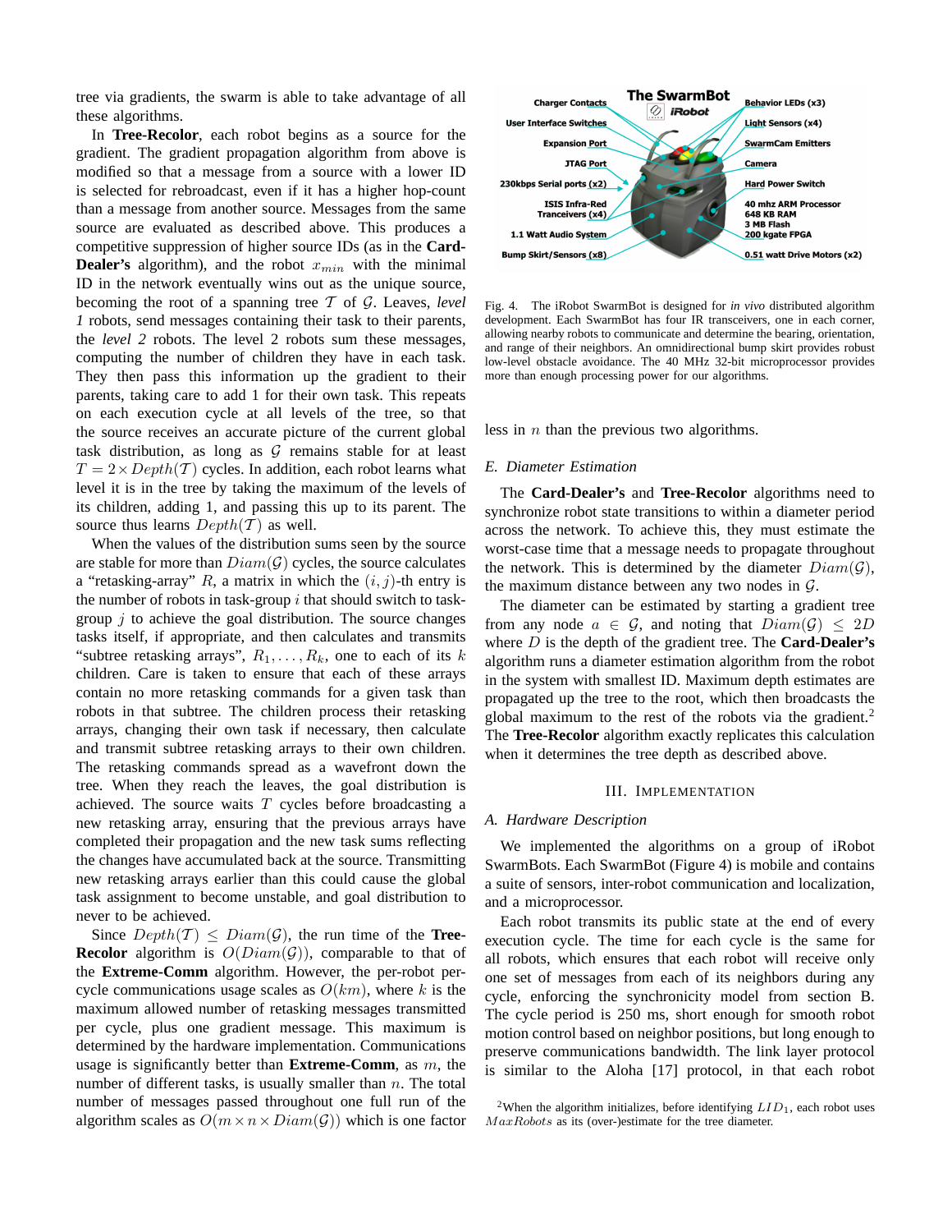tree via gradients, the swarm is able to take advantage of all these algorithms.

In **Tree-Recolor**, each robot begins as a source for the gradient. The gradient propagation algorithm from above is modified so that a message from a source with a lower ID is selected for rebroadcast, even if it has a higher hop-count than a message from another source. Messages from the same source are evaluated as described above. This produces a competitive suppression of higher source IDs (as in the **Card-Dealer's** algorithm), and the robot $x_{min}$ with the minimal ID in the network eventually wins out as the unique source, becoming the root of a spanning tree $\mathcal{T}$ of $\mathcal{G}$. Leaves, *level 1* robots, send messages containing their task to their parents, the *level 2* robots. The level 2 robots sum these messages, computing the number of children they have in each task. They then pass this information up the gradient to their parents, taking care to add 1 for their own task. This repeats on each execution cycle at all levels of the tree, so that the source receives an accurate picture of the current global task distribution, as long as $\mathcal{G}$ remains stable for at least $T = 2 \times Depth(\mathcal{T})$ cycles. In addition, each robot learns what level it is in the tree by taking the maximum of the levels of its children, adding 1, and passing this up to its parent. The source thus learns $Depth(\mathcal{T})$ as well.

When the values of the distribution sums seen by the source are stable for more than $Diam(\mathcal{G})$ cycles, the source calculates a "retasking-array" $R$, a matrix in which the $(i, j)$-th entry is the number of robots in task-group $i$ that should switch to task-group $j$ to achieve the goal distribution. The source changes tasks itself, if appropriate, and then calculates and transmits "subtree retasking arrays", $R_1, \ldots, R_k$, one to each of its $k$ children. Care is taken to ensure that each of these arrays contain no more retasking commands for a given task than robots in that subtree. The children process their retasking arrays, changing their own task if necessary, then calculate and transmit subtree retasking arrays to their own children. The retasking commands spread as a wavefront down the tree. When they reach the leaves, the goal distribution is achieved. The source waits $T$ cycles before broadcasting a new retasking array, ensuring that the previous arrays have completed their propagation and the new task sums reflecting the changes have accumulated back at the source. Transmitting new retasking arrays earlier than this could cause the global task assignment to become unstable, and goal distribution to never to be achieved.

Since $Depth(\mathcal{T}) \leq Diam(\mathcal{G})$, the run time of the **Tree-Recolor** algorithm is $O(Diam(\mathcal{G}))$, comparable to that of the **Extreme-Comm** algorithm. However, the per-robot per-cycle communications usage scales as $O(km)$, where $k$ is the maximum allowed number of retasking messages transmitted per cycle, plus one gradient message. This maximum is determined by the hardware implementation. Communications usage is significantly better than **Extreme-Comm**, as $m$, the number of different tasks, is usually smaller than $n$. The total number of messages passed throughout one full run of the algorithm scales as $O(m \times n \times Diam(\mathcal{G}))$ which is one factor less in $n$ than the previous two algorithms.

Fig. 4. The iRobot SwarmBot is designed for *in vivo* distributed algorithm development. Each SwarmBot has four IR transceivers, one in each corner, allowing nearby robots to communicate and determine the bearing, orientation, and range of their neighbors. An omnidirectional bump skirt provides robust low-level obstacle avoidance. The 40 MHz 32-bit microprocessor provides more than enough processing power for our algorithms.

### *E. Diameter Estimation*

The **Card-Dealer's** and **Tree-Recolor** algorithms need to synchronize robot state transitions to within a diameter period across the network. To achieve this, they must estimate the worst-case time that a message needs to propagate throughout the network. This is determined by the diameter $Diam(\mathcal{G})$, the maximum distance between any two nodes in $\mathcal{G}$.

The diameter can be estimated by starting a gradient tree from any node $a \in \mathcal{G}$, and noting that $Diam(\mathcal{G}) \leq 2D$ where $D$ is the depth of the gradient tree. The **Card-Dealer's** algorithm runs a diameter estimation algorithm from the robot in the system with smallest ID. Maximum depth estimates are propagated up the tree to the root, which then broadcasts the global maximum to the rest of the robots via the gradient.[2] The **Tree-Recolor** algorithm exactly replicates this calculation when it determines the tree depth as described above.

## III. Implementation

### *A. Hardware Description*

We implemented the algorithms on a group of iRobot SwarmBots. Each SwarmBot (Figure 4) is mobile and contains a suite of sensors, inter-robot communication and localization, and a microprocessor.

Each robot transmits its public state at the end of every execution cycle. The time for each cycle is the same for all robots, which ensures that each robot will receive only one set of messages from each of its neighbors during any cycle, enforcing the synchronicity model from section B. The cycle period is 250 ms, short enough for smooth robot motion control based on neighbor positions, but long enough to preserve communications bandwidth. The link layer protocol is similar to the Aloha [17] protocol, in that each robot

[2]When the algorithm initializes, before identifying $LID_1$, each robot uses $MaxRobots$ as its (over-)estimate for the tree diameter.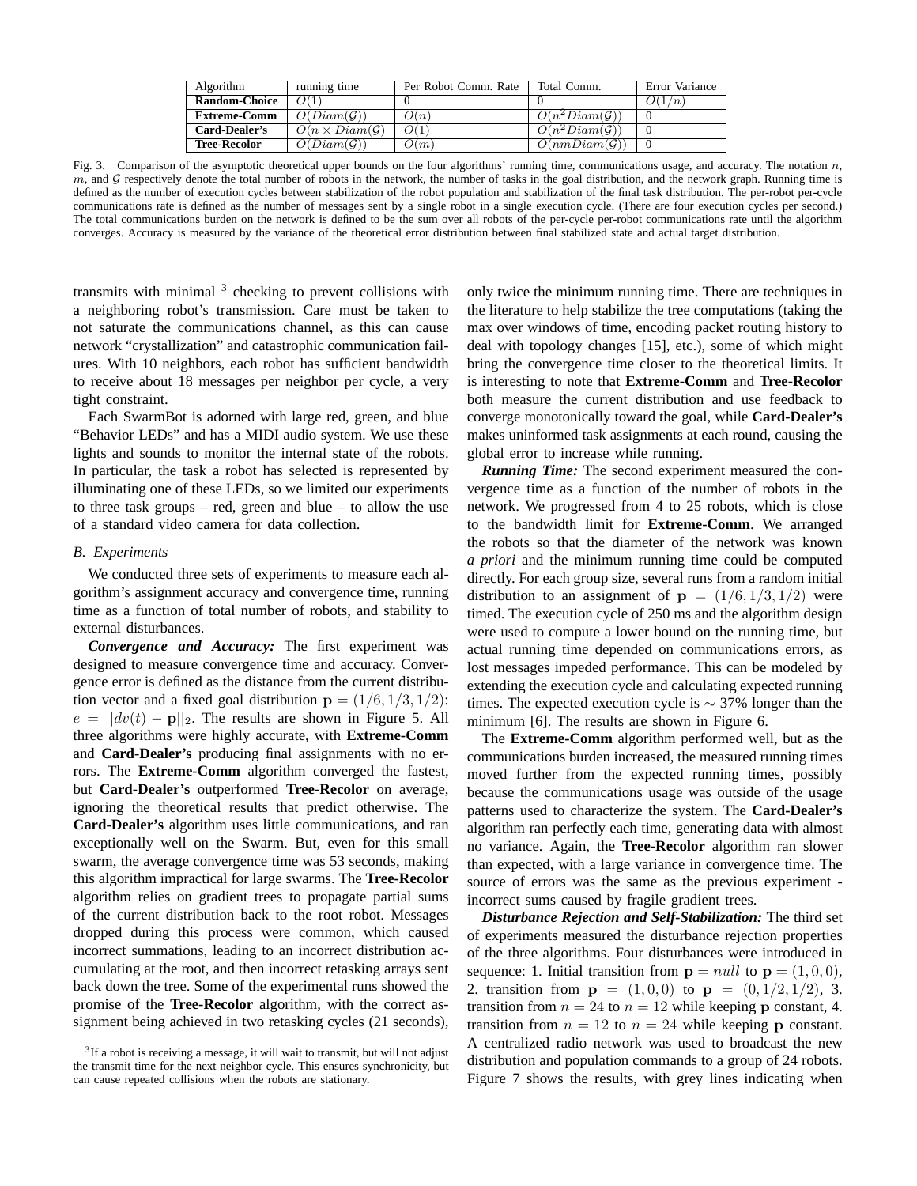| Algorithm | running time | Per Robot Comm. Rate | Total Comm. | Error Variance |
| --- | --- | --- | --- | --- |
| **Random-Choice** | $O(1)$ | 0 | 0 | $O(1/n)$ |
| **Extreme-Comm** | $O(Diam(\mathcal{G}))$ | $O(n)$ | $O(n^2 Diam(\mathcal{G}))$ | 0 |
| **Card-Dealer's** | $O(n \times Diam(\mathcal{G}))$ | $O(1)$ | $O(n^2 Diam(\mathcal{G}))$ | 0 |
| **Tree-Recolor** | $O(Diam(\mathcal{G}))$ | $O(m)$ | $O(nm Diam(\mathcal{G}))$ | 0 |

Fig. 3. Comparison of the asymptotic theoretical upper bounds on the four algorithms' running time, communications usage, and accuracy. The notation $n$, $m$, and $\mathcal{G}$ respectively denote the total number of robots in the network, the number of tasks in the goal distribution, and the network graph. Running time is defined as the number of execution cycles between stabilization of the robot population and stabilization of the final task distribution. The per-robot per-cycle communications rate is defined as the number of messages sent by a single robot in a single execution cycle. (There are four execution cycles per second.) The total communications burden on the network is defined to be the sum over all robots of the per-cycle per-robot communications rate until the algorithm converges. Accuracy is measured by the variance of the theoretical error distribution between final stabilized state and actual target distribution.

transmits with minimal [3] checking to prevent collisions with a neighboring robot's transmission. Care must be taken to not saturate the communications channel, as this can cause network "crystallization" and catastrophic communication failures. With 10 neighbors, each robot has sufficient bandwidth to receive about 18 messages per neighbor per cycle, a very tight constraint.

Each SwarmBot is adorned with large red, green, and blue "Behavior LEDs" and has a MIDI audio system. We use these lights and sounds to monitor the internal state of the robots. In particular, the task a robot has selected is represented by illuminating one of these LEDs, so we limited our experiments to three task groups – red, green and blue – to allow the use of a standard video camera for data collection.

### B. Experiments

We conducted three sets of experiments to measure each algorithm's assignment accuracy and convergence time, running time as a function of total number of robots, and stability to external disturbances.

***Convergence and Accuracy:*** The first experiment was designed to measure convergence time and accuracy. Convergence error is defined as the distance from the current distribution vector and a fixed goal distribution $\mathbf{p} = (1/6, 1/3, 1/2)$: $e = ||dv(t) - \mathbf{p}||_2$. The results are shown in Figure 5. All three algorithms were highly accurate, with **Extreme-Comm** and **Card-Dealer's** producing final assignments with no errors. The **Extreme-Comm** algorithm converged the fastest, but **Card-Dealer's** outperformed **Tree-Recolor** on average, ignoring the theoretical results that predict otherwise. The **Card-Dealer's** algorithm uses little communications, and ran exceptionally well on the Swarm. But, even for this small swarm, the average convergence time was 53 seconds, making this algorithm impractical for large swarms. The **Tree-Recolor** algorithm relies on gradient trees to propagate partial sums of the current distribution back to the root robot. Messages dropped during this process were common, which caused incorrect summations, leading to an incorrect distribution accumulating at the root, and then incorrect retasking arrays sent back down the tree. Some of the experimental runs showed the promise of the **Tree-Recolor** algorithm, with the correct assignment being achieved in two retasking cycles (21 seconds), only twice the minimum running time. There are techniques in the literature to help stabilize the tree computations (taking the max over windows of time, encoding packet routing history to deal with topology changes [15], etc.), some of which might bring the convergence time closer to the theoretical limits. It is interesting to note that **Extreme-Comm** and **Tree-Recolor** both measure the current distribution and use feedback to converge monotonically toward the goal, while **Card-Dealer's** makes uninformed task assignments at each round, causing the global error to increase while running.

***Running Time:*** The second experiment measured the convergence time as a function of the number of robots in the network. We progressed from 4 to 25 robots, which is close to the bandwidth limit for **Extreme-Comm**. We arranged the robots so that the diameter of the network was known *a priori* and the minimum running time could be computed directly. For each group size, several runs from a random initial distribution to an assignment of $\mathbf{p} = (1/6, 1/3, 1/2)$ were timed. The execution cycle of 250 ms and the algorithm design were used to compute a lower bound on the running time, but actual running time depended on communications errors, as lost messages impeded performance. This can be modeled by extending the execution cycle and calculating expected running times. The expected execution cycle is $\sim$ 37% longer than the minimum [6]. The results are shown in Figure 6.

The **Extreme-Comm** algorithm performed well, but as the communications burden increased, the measured running times moved further from the expected running times, possibly because the communications usage was outside of the usage patterns used to characterize the system. The **Card-Dealer's** algorithm ran perfectly each time, generating data with almost no variance. Again, the **Tree-Recolor** algorithm ran slower than expected, with a large variance in convergence time. The source of errors was the same as the previous experiment - incorrect sums caused by fragile gradient trees.

***Disturbance Rejection and Self-Stabilization:*** The third set of experiments measured the disturbance rejection properties of the three algorithms. Four disturbances were introduced in sequence: 1. Initial transition from $\mathbf{p} = null$ to $\mathbf{p} = (1, 0, 0)$, 2. transition from $\mathbf{p} = (1, 0, 0)$ to $\mathbf{p} = (0, 1/2, 1/2)$, 3. transition from $n = 24$ to $n = 12$ while keeping $\mathbf{p}$ constant, 4. transition from $n = 12$ to $n = 24$ while keeping $\mathbf{p}$ constant. A centralized radio network was used to broadcast the new distribution and population commands to a group of 24 robots. Figure 7 shows the results, with grey lines indicating when

[3] If a robot is receiving a message, it will wait to transmit, but will not adjust the transmit time for the next neighbor cycle. This ensures synchronicity, but can cause repeated collisions when the robots are stationary.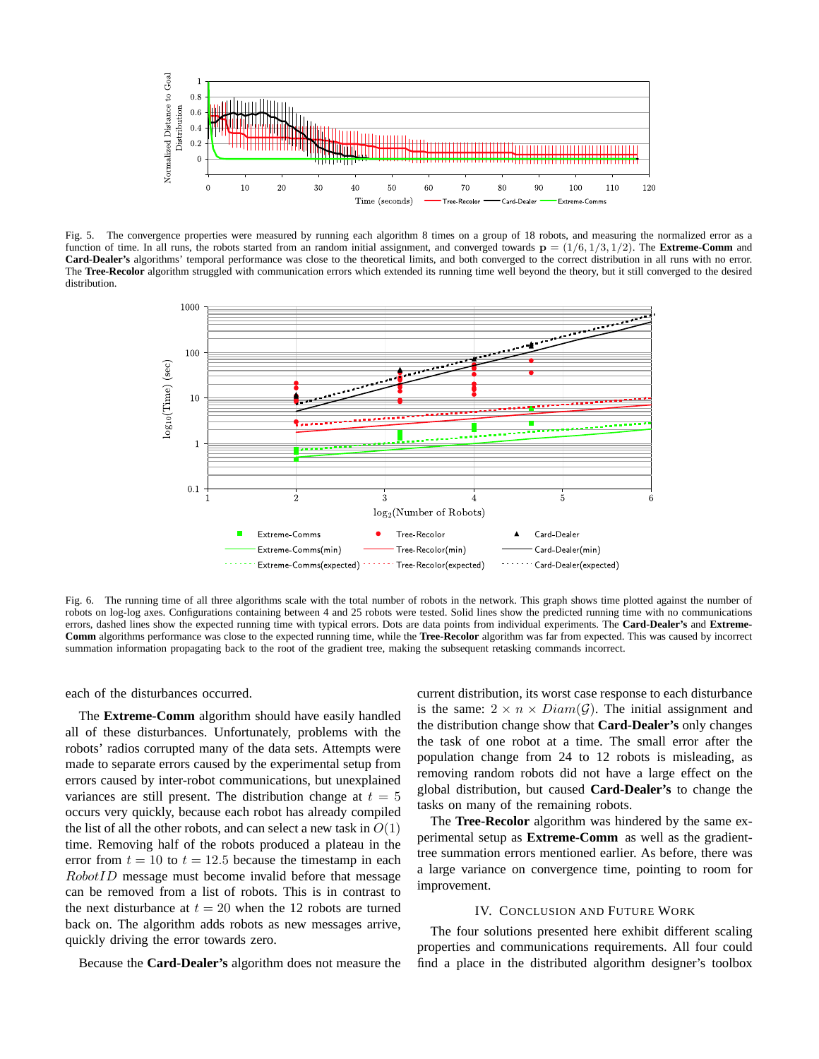Fig. 5. The convergence properties were measured by running each algorithm 8 times on a group of 18 robots, and measuring the normalized error as a function of time. In all runs, the robots started from an random initial assignment, and converged towards $\mathbf{p} = (1/6, 1/3, 1/2)$. The **Extreme-Comm** and **Card-Dealer's** algorithms' temporal performance was close to the theoretical limits, and both converged to the correct distribution in all runs with no error. The **Tree-Recolor** algorithm struggled with communication errors which extended its running time well beyond the theory, but it still converged to the desired distribution.

Fig. 6. The running time of all three algorithms scale with the total number of robots in the network. This graph shows time plotted against the number of robots on log-log axes. Configurations containing between 4 and 25 robots were tested. Solid lines show the predicted running time with no communications errors, dashed lines show the expected running time with typical errors. Dots are data points from individual experiments. The **Card-Dealer's** and **Extreme-Comm** algorithms performance was close to the expected running time, while the **Tree-Recolor** algorithm was far from expected. This was caused by incorrect summation information propagating back to the root of the gradient tree, making the subsequent retasking commands incorrect.

each of the disturbances occurred.

The **Extreme-Comm** algorithm should have easily handled all of these disturbances. Unfortunately, problems with the robots' radios corrupted many of the data sets. Attempts were made to separate errors caused by the experimental setup from errors caused by inter-robot communications, but unexplained variances are still present. The distribution change at $t = 5$ occurs very quickly, because each robot has already compiled the list of all the other robots, and can select a new task in $O(1)$ time. Removing half of the robots produced a plateau in the error from $t = 10$ to $t = 12.5$ because the timestamp in each $RobotID$ message must become invalid before that message can be removed from a list of robots. This is in contrast to the next disturbance at $t = 20$ when the 12 robots are turned back on. The algorithm adds robots as new messages arrive, quickly driving the error towards zero.

Because the **Card-Dealer's** algorithm does not measure the current distribution, its worst case response to each disturbance is the same: $2 \times n \times Diam(\mathcal{G})$. The initial assignment and the distribution change show that **Card-Dealer's** only changes the task of one robot at a time. The small error after the population change from 24 to 12 robots is misleading, as removing random robots did not have a large effect on the global distribution, but caused **Card-Dealer's** to change the tasks on many of the remaining robots.

The **Tree-Recolor** algorithm was hindered by the same experimental setup as **Extreme-Comm** as well as the gradient-tree summation errors mentioned earlier. As before, there was a large variance on convergence time, pointing to room for improvement.

## IV. Conclusion and Future Work

The four solutions presented here exhibit different scaling properties and communications requirements. All four could find a place in the distributed algorithm designer's toolbox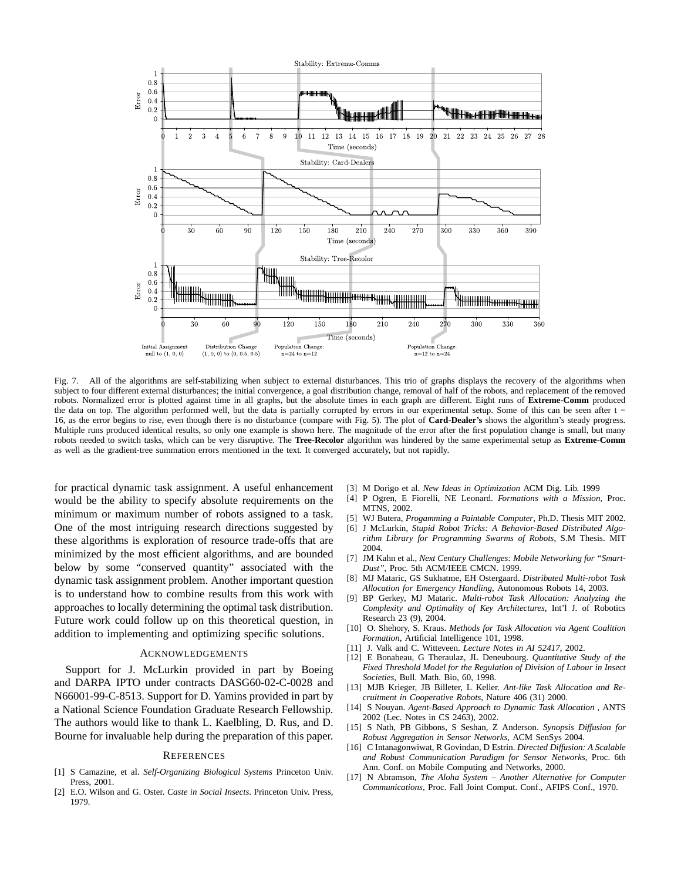Stability: Extreme-Comms

Error

1
0.8
0.6
0.4
0.2
0

0 1 2 3 4 5 6 7 8 9 10 11 12 13 14 15 16 17 18 19 20 21 22 23 24 25 26 27 28

Time (seconds)

Stability: Card-Dealers

Error

1
0.8
0.6
0.4
0.2
0

0 30 60 90 120 150 180 210 240 270 300 330 360 390

Time (seconds)

Stability: Tree-Recolor

Error

1
0.8
0.6
0.4
0.2
0

0 30 60 90 120 150 180 210 240 270 300 330 360

Time (seconds)

Initial Assignment
null to (1, 0, 0)

Distribution Change
(1, 0, 0) to (0, 0.5, 0.5)

Population Change:
n=24 to n=12

Population Change:
n=12 to n=24

Fig. 7. All of the algorithms are self-stabilizing when subject to external disturbances. This trio of graphs displays the recovery of the algorithms when subject to four different external disturbances; the initial convergence, a goal distribution change, removal of half of the robots, and replacement of the removed robots. Normalized error is plotted against time in all graphs, but the absolute times in each graph are different. Eight runs of **Extreme-Comm** produced the data on top. The algorithm performed well, but the data is partially corrupted by errors in our experimental setup. Some of this can be seen after t = 16, as the error begins to rise, even though there is no disturbance (compare with Fig. 5). The plot of **Card-Dealer's** shows the algorithm's steady progress. Multiple runs produced identical results, so only one example is shown here. The magnitude of the error after the first population change is small, but many robots needed to switch tasks, which can be very disruptive. The **Tree-Recolor** algorithm was hindered by the same experimental setup as **Extreme-Comm** as well as the gradient-tree summation errors mentioned in the text. It converged accurately, but not rapidly.

for practical dynamic task assignment. A useful enhancement would be the ability to specify absolute requirements on the minimum or maximum number of robots assigned to a task. One of the most intriguing research directions suggested by these algorithms is exploration of resource trade-offs that are minimized by the most efficient algorithms, and are bounded below by some "conserved quantity" associated with the dynamic task assignment problem. Another important question is to understand how to combine results from this work with approaches to locally determining the optimal task distribution. Future work could follow up on this theoretical question, in addition to implementing and optimizing specific solutions.

## ACKNOWLEDGEMENTS

Support for J. McLurkin provided in part by Boeing and DARPA IPTO under contracts DASG60-02-C-0028 and N66001-99-C-8513. Support for D. Yamins provided in part by a National Science Foundation Graduate Research Fellowship. The authors would like to thank L. Kaelbling, D. Rus, and D. Bourne for invaluable help during the preparation of this paper.

## REFERENCES

[1] S Camazine, et al. *Self-Organizing Biological Systems* Princeton Univ. Press, 2001.

[2] E.O. Wilson and G. Oster. *Caste in Social Insects*. Princeton Univ. Press, 1979.

[3] M Dorigo et al. *New Ideas in Optimization* ACM Dig. Lib. 1999

[4] P Ogren, E Fiorelli, NE Leonard. *Formations with a Mission*, Proc. MTNS, 2002.

[5] WJ Butera, *Progamming a Paintable Computer*, Ph.D. Thesis MIT 2002.

[6] J McLurkin, *Stupid Robot Tricks: A Behavior-Based Distributed Algorithm Library for Programming Swarms of Robots*, S.M Thesis. MIT 2004.

[7] JM Kahn et al., *Next Century Challenges: Mobile Networking for "Smart-Dust"*, Proc. 5th ACM/IEEE CMCN. 1999.

[8] MJ Mataric, GS Sukhatme, EH Ostergaard. *Distributed Multi-robot Task Allocation for Emergency Handling*, Autonomous Robots 14, 2003.

[9] BP Gerkey, MJ Mataric. *Multi-robot Task Allocation: Analyzing the Complexity and Optimality of Key Architectures*, Int'l J. of Robotics Research 23 (9), 2004.

[10] O. Shehory, S. Kraus. *Methods for Task Allocation via Agent Coalition Formation*, Artificial Intelligence 101, 1998.

[11] J. Valk and C. Witteveen. *Lecture Notes in AI 52417*, 2002.

[12] E Bonabeau, G Theraulaz, JL Deneubourg. *Quantitative Study of the Fixed Threshold Model for the Regulation of Division of Labour in Insect Societies*, Bull. Math. Bio, 60, 1998.

[13] MJB Krieger, JB Billeter, L Keller. *Ant-like Task Allocation and Recruitment in Cooperative Robots*, Nature 406 (31) 2000.

[14] S Nouyan. *Agent-Based Approach to Dynamic Task Allocation* , ANTS 2002 (Lec. Notes in CS 2463), 2002.

[15] S Nath, PB Gibbons, S Seshan, Z Anderson. *Synopsis Diffusion for Robust Aggregation in Sensor Networks*, ACM SenSys 2004.

[16] C Intanagonwiwat, R Govindan, D Estrin. *Directed Diffusion: A Scalable and Robust Communication Paradigm for Sensor Networks*, Proc. 6th Ann. Conf. on Mobile Computing and Networks, 2000.

[17] N Abramson, *The Aloha System – Another Alternative for Computer Communications*, Proc. Fall Joint Comput. Conf., AFIPS Conf., 1970.